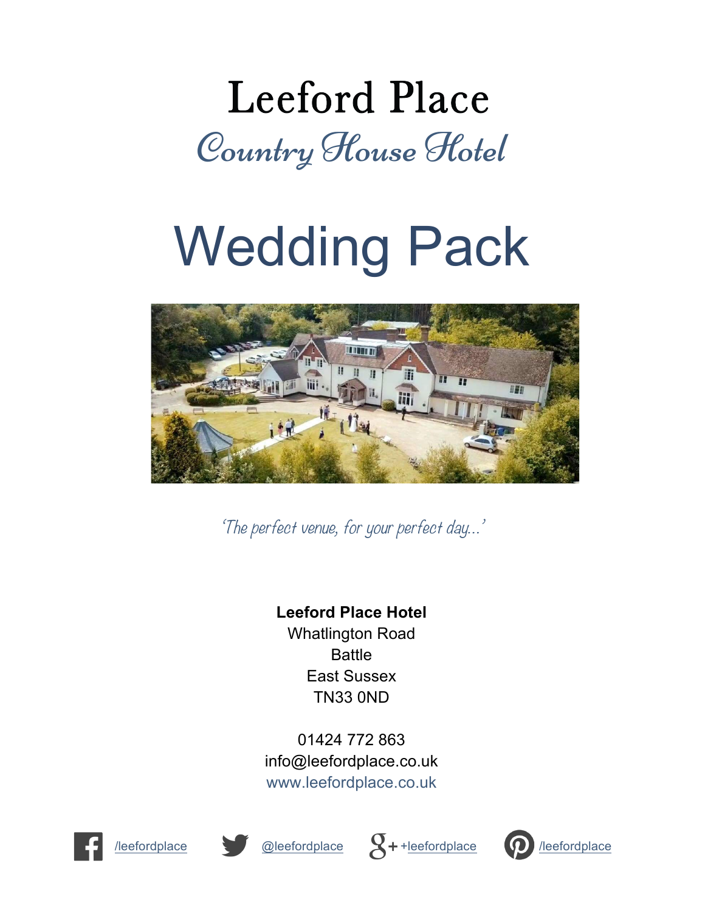# Leeford Place

## Country House Hotel

# Wedding Pack

*'The perfect venue, for your perfect day...'*

**Leeford Place Hotel**
Whatlington Road
Battle
East Sussex
TN33 0ND

01424 772 863
info@leefordplace.co.uk
www.leefordplace.co.uk

/leefordplace @leefordplace +leefordplace /leefordplace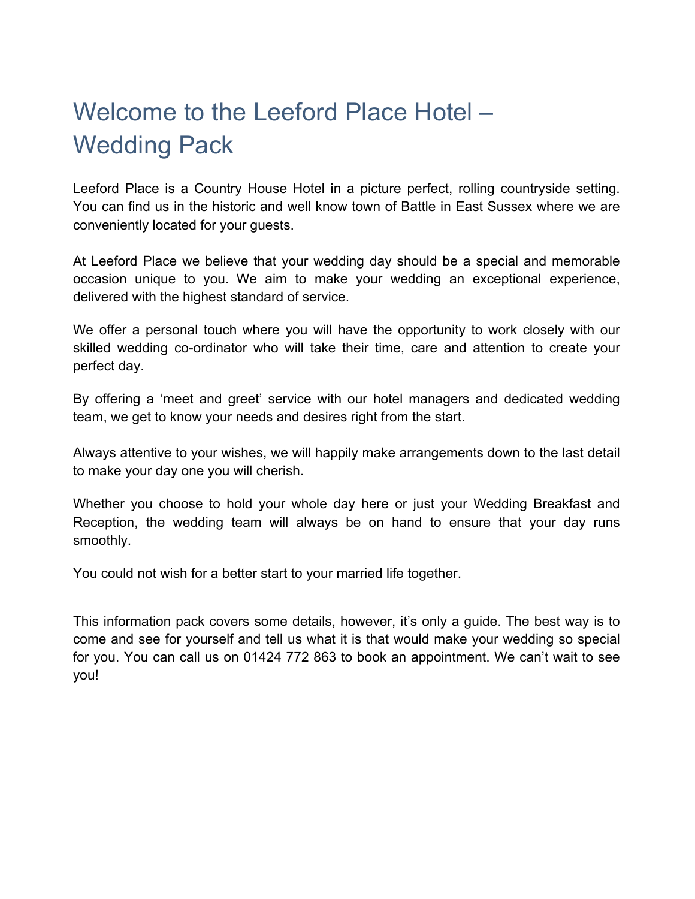# Welcome to the Leeford Place Hotel – Wedding Pack

Leeford Place is a Country House Hotel in a picture perfect, rolling countryside setting. You can find us in the historic and well know town of Battle in East Sussex where we are conveniently located for your guests.

At Leeford Place we believe that your wedding day should be a special and memorable occasion unique to you. We aim to make your wedding an exceptional experience, delivered with the highest standard of service.

We offer a personal touch where you will have the opportunity to work closely with our skilled wedding co-ordinator who will take their time, care and attention to create your perfect day.

By offering a 'meet and greet' service with our hotel managers and dedicated wedding team, we get to know your needs and desires right from the start.

Always attentive to your wishes, we will happily make arrangements down to the last detail to make your day one you will cherish.

Whether you choose to hold your whole day here or just your Wedding Breakfast and Reception, the wedding team will always be on hand to ensure that your day runs smoothly.

You could not wish for a better start to your married life together.

This information pack covers some details, however, it's only a guide. The best way is to come and see for yourself and tell us what it is that would make your wedding so special for you. You can call us on 01424 772 863 to book an appointment. We can't wait to see you!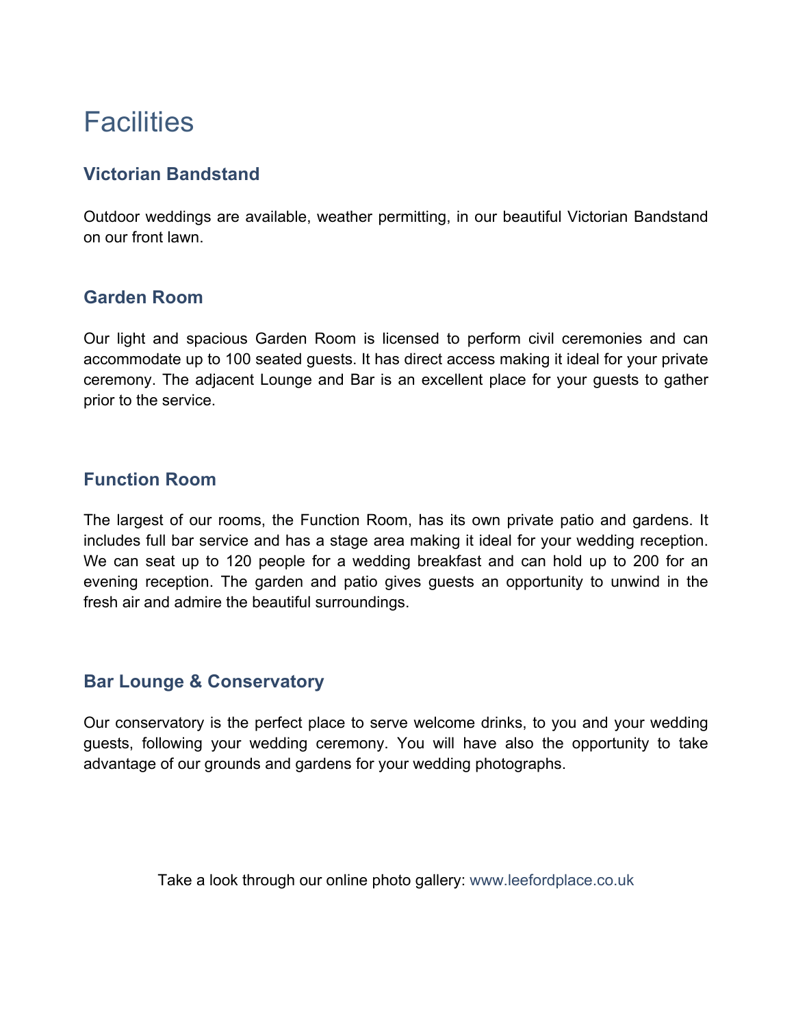# Facilities

## Victorian Bandstand

Outdoor weddings are available, weather permitting, in our beautiful Victorian Bandstand on our front lawn.

## Garden Room

Our light and spacious Garden Room is licensed to perform civil ceremonies and can accommodate up to 100 seated guests. It has direct access making it ideal for your private ceremony. The adjacent Lounge and Bar is an excellent place for your guests to gather prior to the service.

## Function Room

The largest of our rooms, the Function Room, has its own private patio and gardens. It includes full bar service and has a stage area making it ideal for your wedding reception. We can seat up to 120 people for a wedding breakfast and can hold up to 200 for an evening reception. The garden and patio gives guests an opportunity to unwind in the fresh air and admire the beautiful surroundings.

## Bar Lounge & Conservatory

Our conservatory is the perfect place to serve welcome drinks, to you and your wedding guests, following your wedding ceremony. You will have also the opportunity to take advantage of our grounds and gardens for your wedding photographs.

Take a look through our online photo gallery: www.leefordplace.co.uk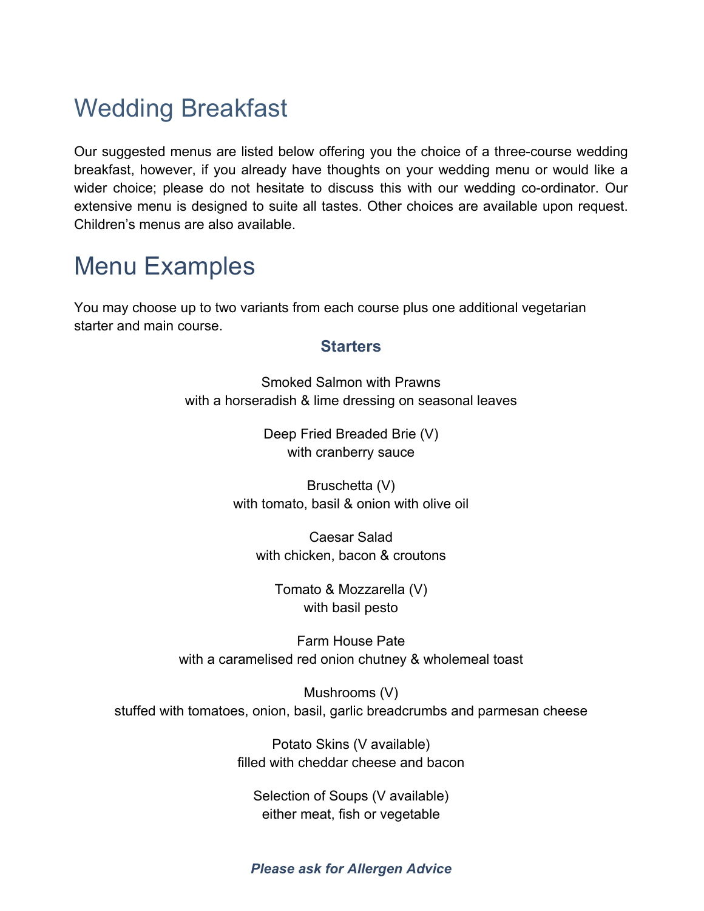# Wedding Breakfast

Our suggested menus are listed below offering you the choice of a three-course wedding breakfast, however, if you already have thoughts on your wedding menu or would like a wider choice; please do not hesitate to discuss this with our wedding co-ordinator. Our extensive menu is designed to suite all tastes. Other choices are available upon request. Children's menus are also available.

# Menu Examples

You may choose up to two variants from each course plus one additional vegetarian starter and main course.

### Starters

Smoked Salmon with Prawns
with a horseradish & lime dressing on seasonal leaves

Deep Fried Breaded Brie (V)
with cranberry sauce

Bruschetta (V)
with tomato, basil & onion with olive oil

Caesar Salad
with chicken, bacon & croutons

Tomato & Mozzarella (V)
with basil pesto

Farm House Pate
with a caramelised red onion chutney & wholemeal toast

Mushrooms (V)
stuffed with tomatoes, onion, basil, garlic breadcrumbs and parmesan cheese

Potato Skins (V available)
filled with cheddar cheese and bacon

Selection of Soups (V available)
either meat, fish or vegetable

***Please ask for Allergen Advice***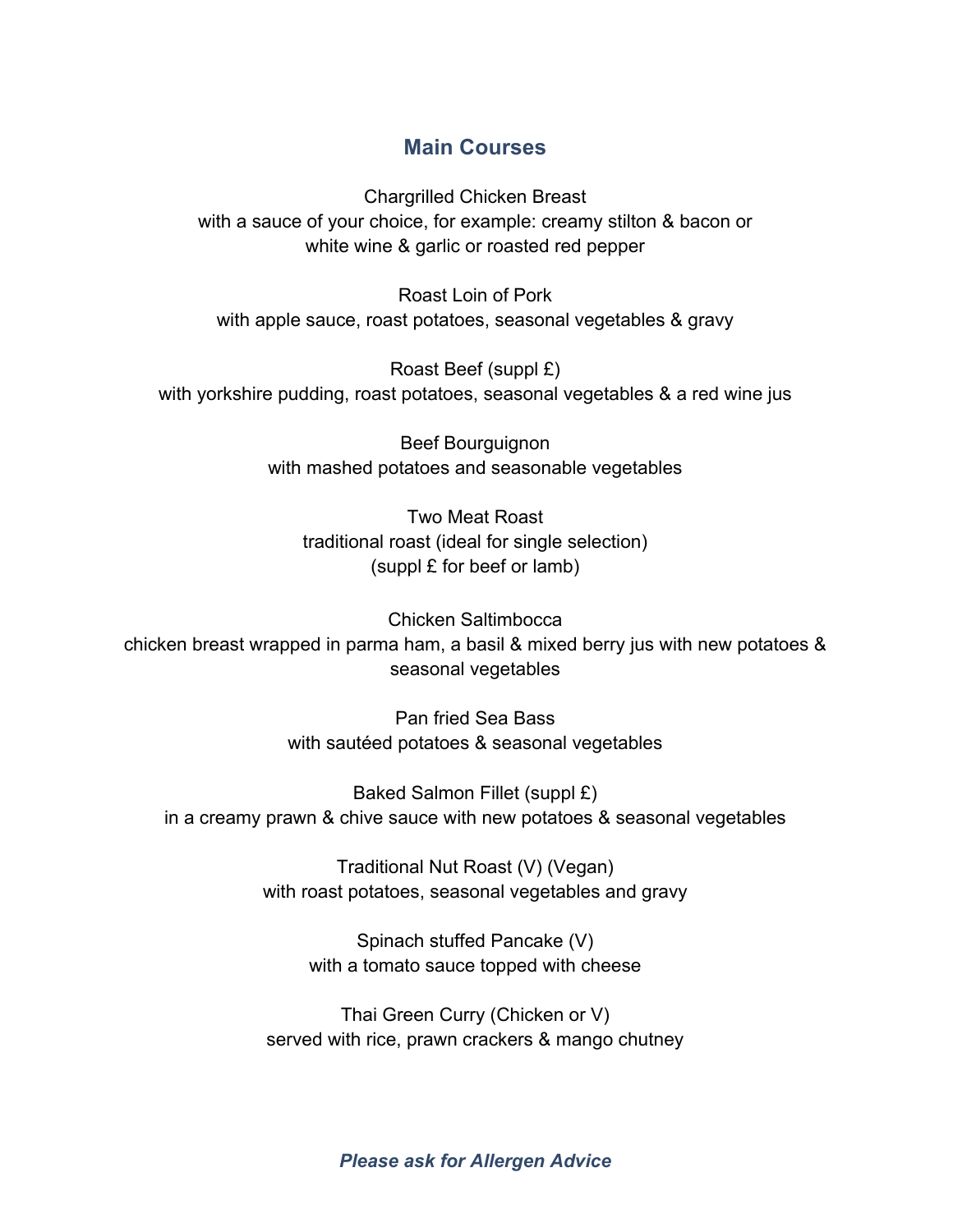## Main Courses

Chargrilled Chicken Breast
with a sauce of your choice, for example: creamy stilton & bacon or white wine & garlic or roasted red pepper

Roast Loin of Pork
with apple sauce, roast potatoes, seasonal vegetables & gravy

Roast Beef (suppl £)
with yorkshire pudding, roast potatoes, seasonal vegetables & a red wine jus

Beef Bourguignon
with mashed potatoes and seasonable vegetables

Two Meat Roast
traditional roast (ideal for single selection)
(suppl £ for beef or lamb)

Chicken Saltimbocca
chicken breast wrapped in parma ham, a basil & mixed berry jus with new potatoes & seasonal vegetables

Pan fried Sea Bass
with sautéed potatoes & seasonal vegetables

Baked Salmon Fillet (suppl £)
in a creamy prawn & chive sauce with new potatoes & seasonal vegetables

Traditional Nut Roast (V) (Vegan)
with roast potatoes, seasonal vegetables and gravy

Spinach stuffed Pancake (V)
with a tomato sauce topped with cheese

Thai Green Curry (Chicken or V)
served with rice, prawn crackers & mango chutney

***Please ask for Allergen Advice***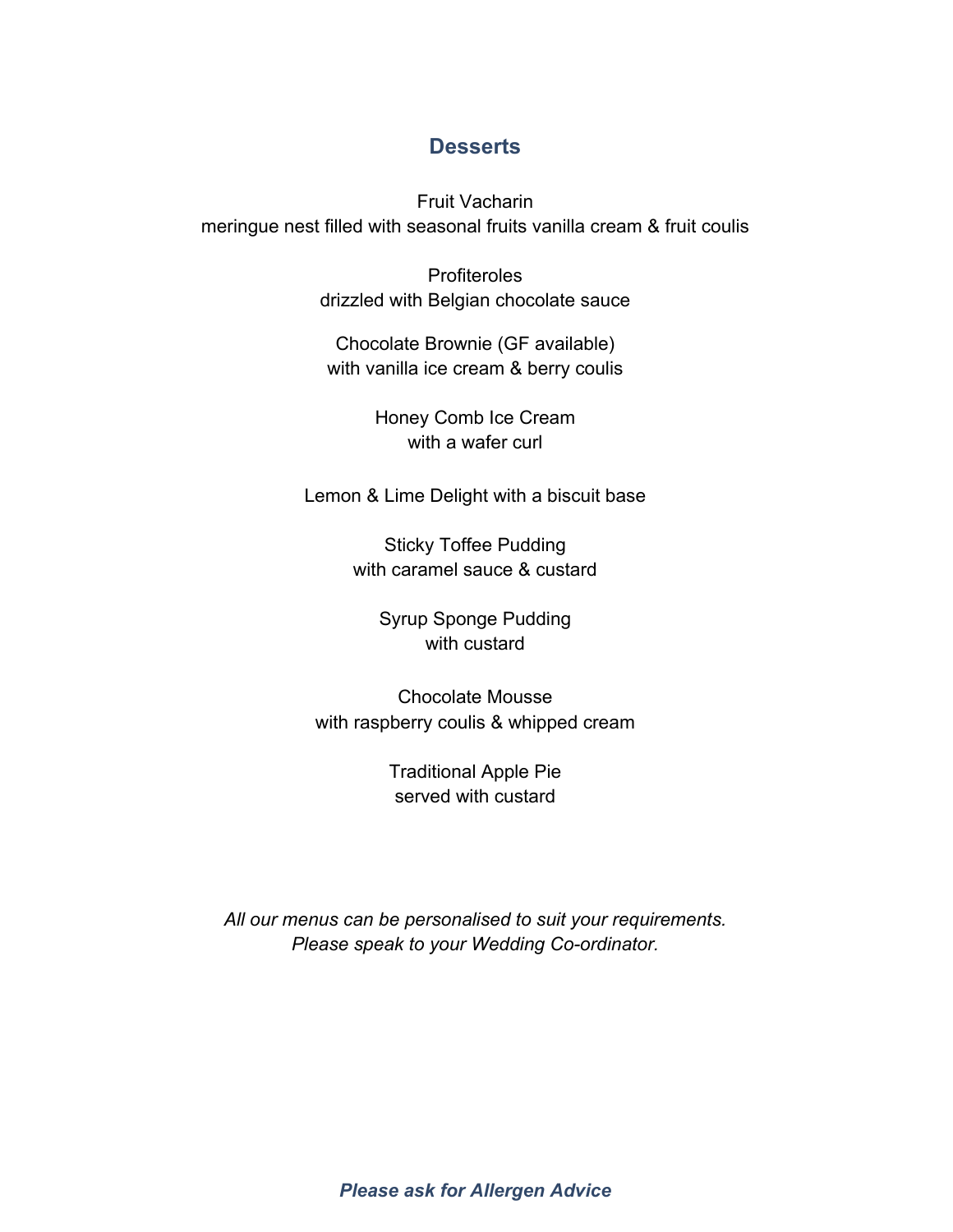## Desserts

Fruit Vacharin
meringue nest filled with seasonal fruits vanilla cream & fruit coulis

Profiteroles
drizzled with Belgian chocolate sauce

Chocolate Brownie (GF available)
with vanilla ice cream & berry coulis

Honey Comb Ice Cream
with a wafer curl

Lemon & Lime Delight with a biscuit base

Sticky Toffee Pudding
with caramel sauce & custard

Syrup Sponge Pudding
with custard

Chocolate Mousse
with raspberry coulis & whipped cream

Traditional Apple Pie
served with custard

*All our menus can be personalised to suit your requirements.*
*Please speak to your Wedding Co-ordinator.*

***Please ask for Allergen Advice***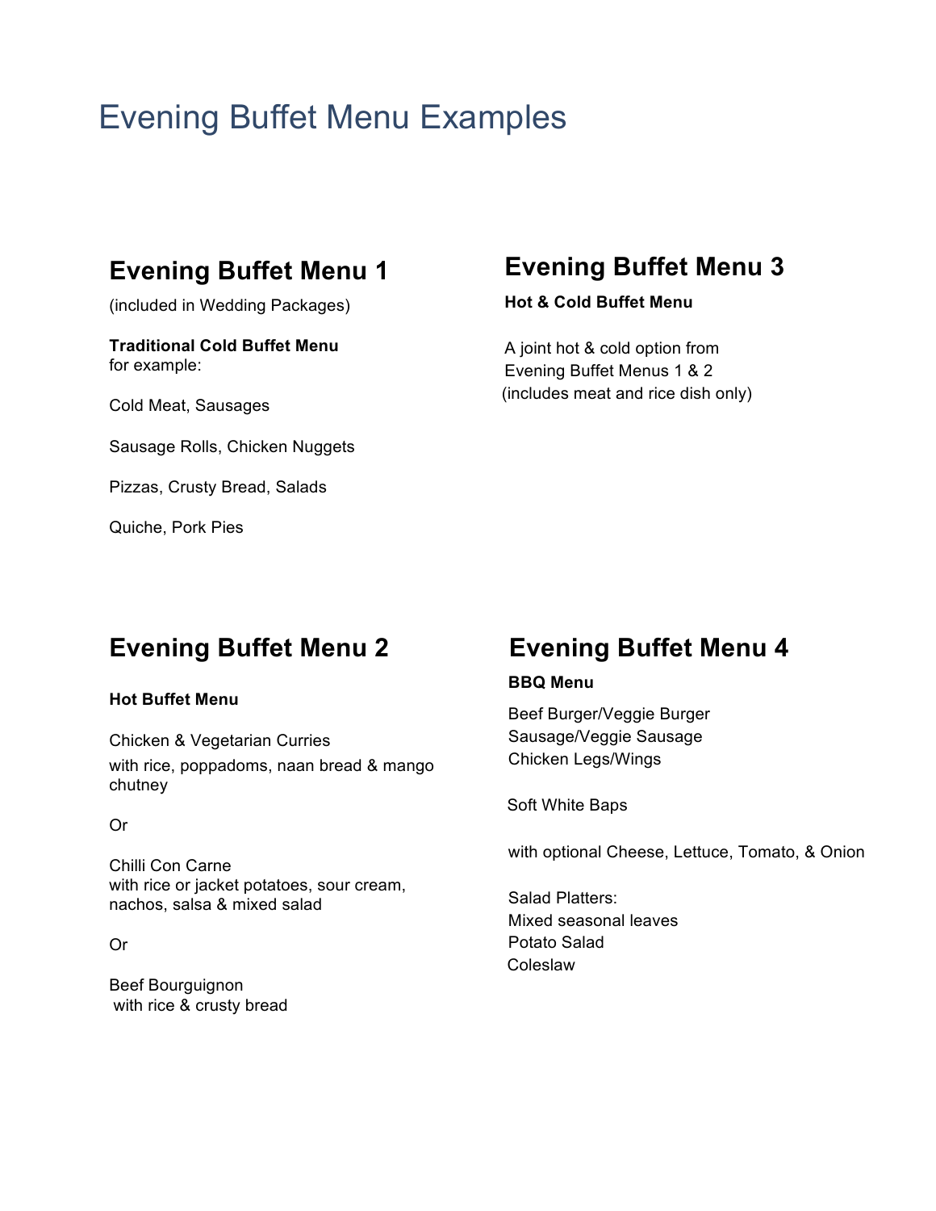# Evening Buffet Menu Examples

## Evening Buffet Menu 1

(included in Wedding Packages)

**Traditional Cold Buffet Menu**
for example:

Cold Meat, Sausages

Sausage Rolls, Chicken Nuggets

Pizzas, Crusty Bread, Salads

Quiche, Pork Pies

## Evening Buffet Menu 2

**Hot Buffet Menu**

Chicken & Vegetarian Curries
with rice, poppadoms, naan bread & mango chutney

Or

Chilli Con Carne
with rice or jacket potatoes, sour cream, nachos, salsa & mixed salad

Or

Beef Bourguignon
with rice & crusty bread

## Evening Buffet Menu 3

**Hot & Cold Buffet Menu**

A joint hot & cold option from Evening Buffet Menus 1 & 2
(includes meat and rice dish only)

## Evening Buffet Menu 4

**BBQ Menu**

Beef Burger/Veggie Burger
Sausage/Veggie Sausage
Chicken Legs/Wings

Soft White Baps

with optional Cheese, Lettuce, Tomato, & Onion

Salad Platters:
Mixed seasonal leaves
Potato Salad
Coleslaw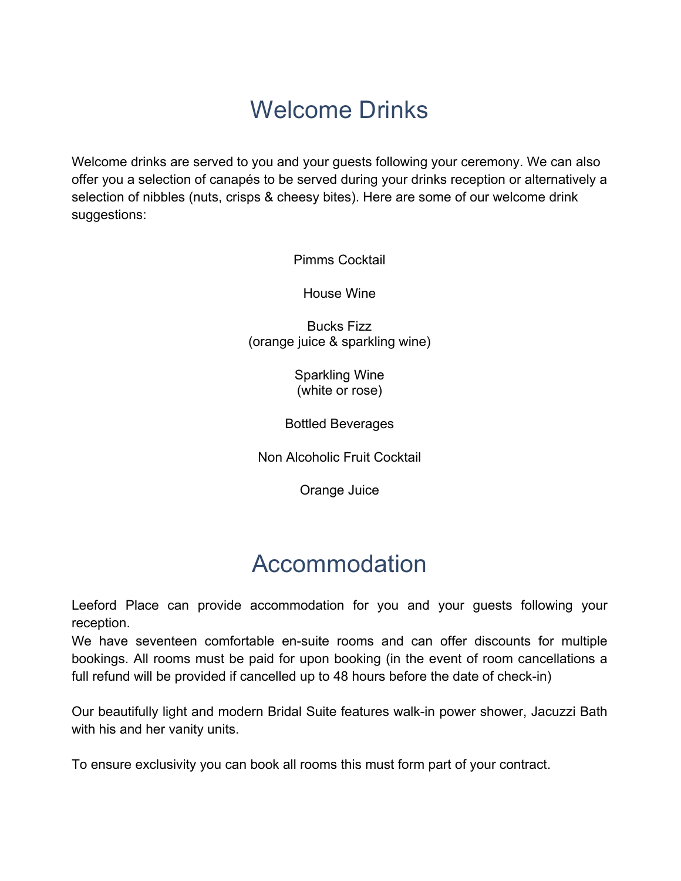# Welcome Drinks

Welcome drinks are served to you and your guests following your ceremony. We can also offer you a selection of canapés to be served during your drinks reception or alternatively a selection of nibbles (nuts, crisps & cheesy bites). Here are some of our welcome drink suggestions:

Pimms Cocktail

House Wine

Bucks Fizz
(orange juice & sparkling wine)

Sparkling Wine
(white or rose)

Bottled Beverages

Non Alcoholic Fruit Cocktail

Orange Juice

# Accommodation

Leeford Place can provide accommodation for you and your guests following your reception.
We have seventeen comfortable en-suite rooms and can offer discounts for multiple bookings. All rooms must be paid for upon booking (in the event of room cancellations a full refund will be provided if cancelled up to 48 hours before the date of check-in)

Our beautifully light and modern Bridal Suite features walk-in power shower, Jacuzzi Bath with his and her vanity units.

To ensure exclusivity you can book all rooms this must form part of your contract.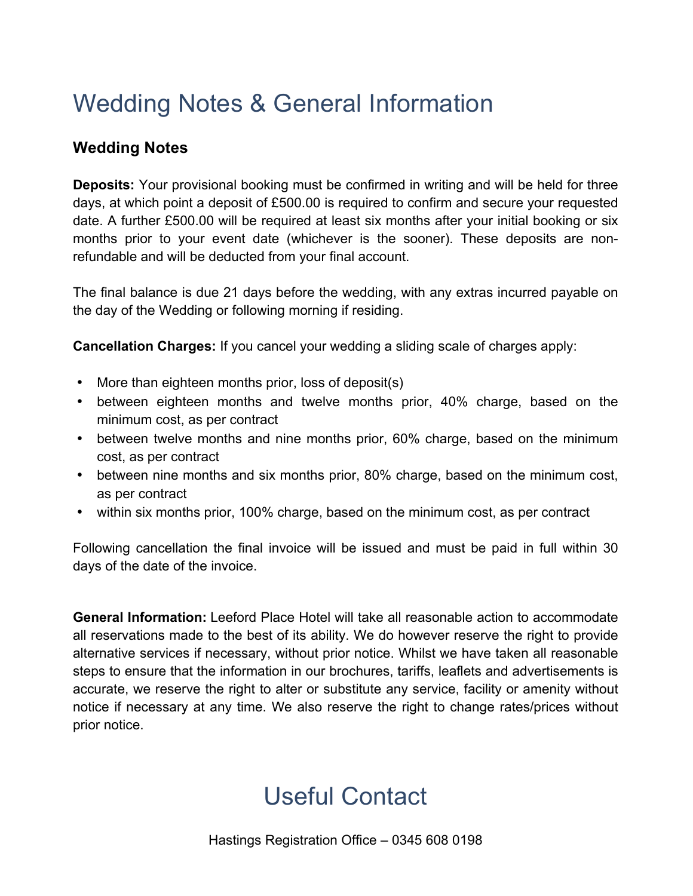# Wedding Notes & General Information

## Wedding Notes

**Deposits:** Your provisional booking must be confirmed in writing and will be held for three days, at which point a deposit of £500.00 is required to confirm and secure your requested date. A further £500.00 will be required at least six months after your initial booking or six months prior to your event date (whichever is the sooner). These deposits are non-refundable and will be deducted from your final account.

The final balance is due 21 days before the wedding, with any extras incurred payable on the day of the Wedding or following morning if residing.

**Cancellation Charges:** If you cancel your wedding a sliding scale of charges apply:

- More than eighteen months prior, loss of deposit(s)
- between eighteen months and twelve months prior, 40% charge, based on the minimum cost, as per contract
- between twelve months and nine months prior, 60% charge, based on the minimum cost, as per contract
- between nine months and six months prior, 80% charge, based on the minimum cost, as per contract
- within six months prior, 100% charge, based on the minimum cost, as per contract

Following cancellation the final invoice will be issued and must be paid in full within 30 days of the date of the invoice.

**General Information:** Leeford Place Hotel will take all reasonable action to accommodate all reservations made to the best of its ability. We do however reserve the right to provide alternative services if necessary, without prior notice. Whilst we have taken all reasonable steps to ensure that the information in our brochures, tariffs, leaflets and advertisements is accurate, we reserve the right to alter or substitute any service, facility or amenity without notice if necessary at any time. We also reserve the right to change rates/prices without prior notice.

# Useful Contact

Hastings Registration Office – 0345 608 0198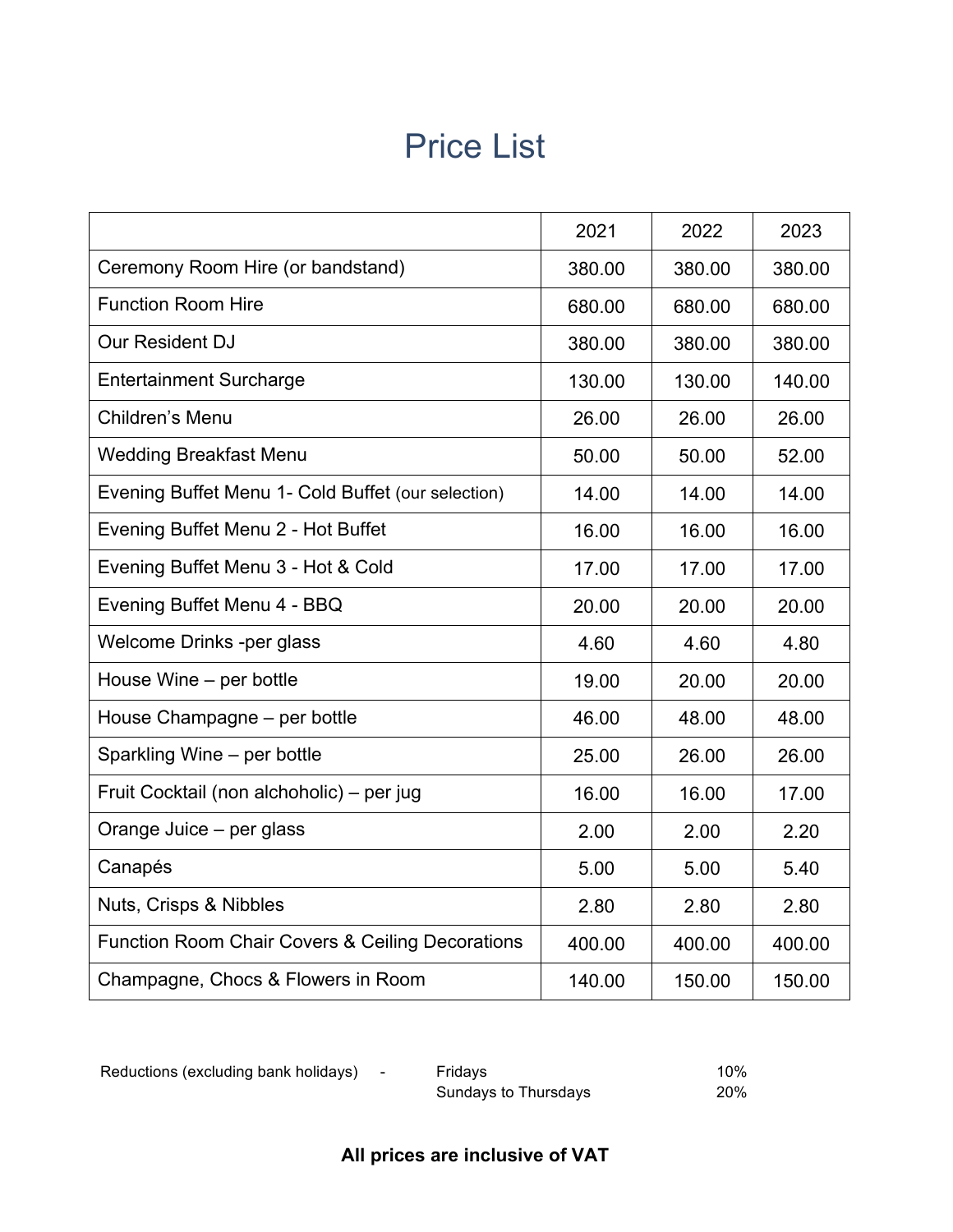# Price List

| | 2021 | 2022 | 2023 |
|---|---|---|---|
| Ceremony Room Hire (or bandstand) | 380.00 | 380.00 | 380.00 |
| Function Room Hire | 680.00 | 680.00 | 680.00 |
| Our Resident DJ | 380.00 | 380.00 | 380.00 |
| Entertainment Surcharge | 130.00 | 130.00 | 140.00 |
| Children's Menu | 26.00 | 26.00 | 26.00 |
| Wedding Breakfast Menu | 50.00 | 50.00 | 52.00 |
| Evening Buffet Menu 1- Cold Buffet (our selection) | 14.00 | 14.00 | 14.00 |
| Evening Buffet Menu 2 - Hot Buffet | 16.00 | 16.00 | 16.00 |
| Evening Buffet Menu 3 - Hot & Cold | 17.00 | 17.00 | 17.00 |
| Evening Buffet Menu 4 - BBQ | 20.00 | 20.00 | 20.00 |
| Welcome Drinks -per glass | 4.60 | 4.60 | 4.80 |
| House Wine – per bottle | 19.00 | 20.00 | 20.00 |
| House Champagne – per bottle | 46.00 | 48.00 | 48.00 |
| Sparkling Wine – per bottle | 25.00 | 26.00 | 26.00 |
| Fruit Cocktail (non alchoholic) – per jug | 16.00 | 16.00 | 17.00 |
| Orange Juice – per glass | 2.00 | 2.00 | 2.20 |
| Canapés | 5.00 | 5.00 | 5.40 |
| Nuts, Crisps & Nibbles | 2.80 | 2.80 | 2.80 |
| Function Room Chair Covers & Ceiling Decorations | 400.00 | 400.00 | 400.00 |
| Champagne, Chocs & Flowers in Room | 140.00 | 150.00 | 150.00 |

Reductions (excluding bank holidays) - Fridays 10%
Sundays to Thursdays 20%

**All prices are inclusive of VAT**